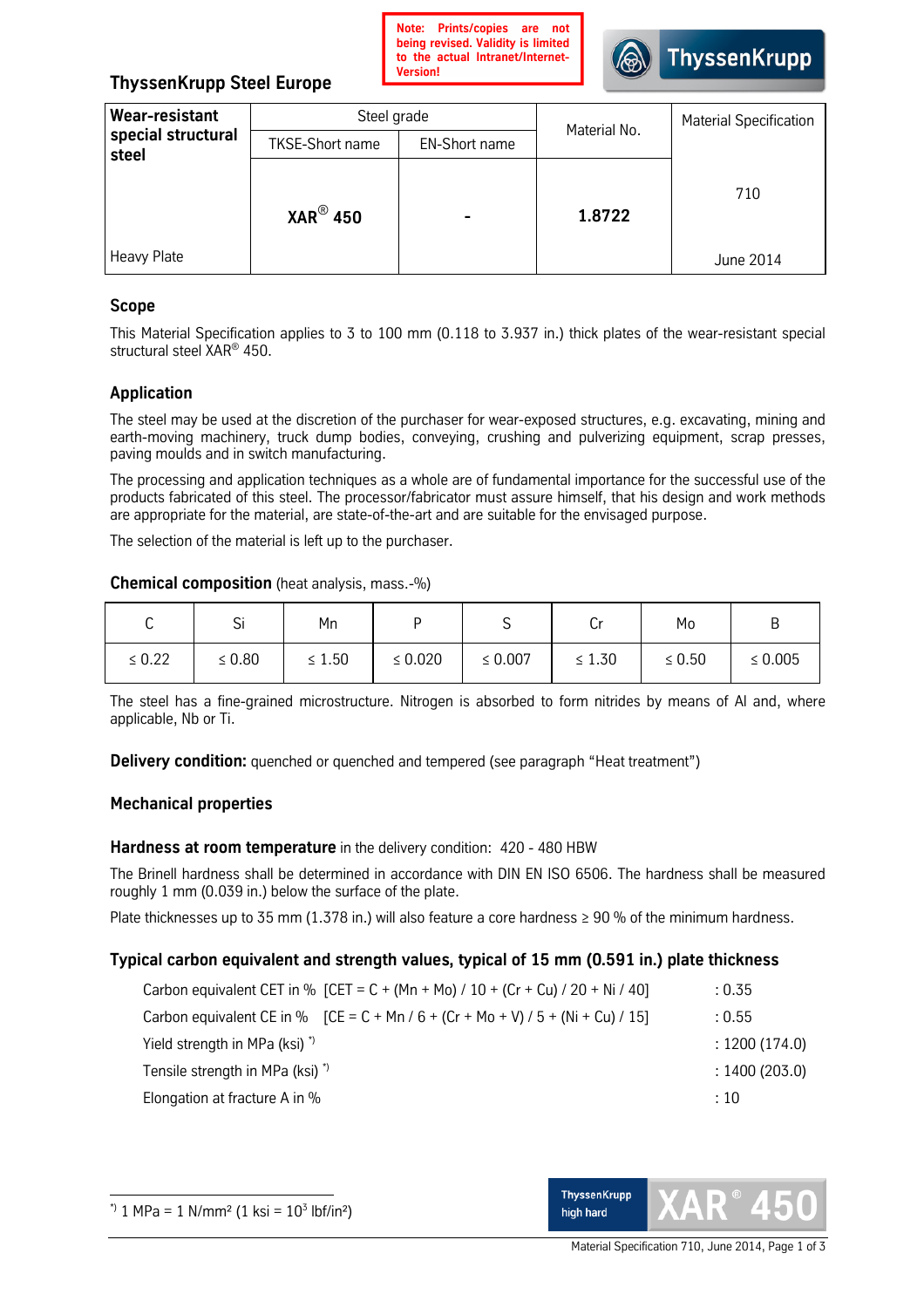**ThyssenKrupp Steel Europe**

**Note: Prints/copies are not being revised. Validity is limited to the actual Intranet/Internet-Version!**

| **Wear-resistant special structural steel** | Steel grade | | Material No. | Material Specification |
|---|---|---|---|---|
| | TKSE-Short name | EN-Short name | | |
| Heavy Plate | **XAR® 450** | **-** | **1.8722** | 710<br>June 2014 |

## Scope

This Material Specification applies to 3 to 100 mm (0.118 to 3.937 in.) thick plates of the wear-resistant special structural steel XAR® 450.

## Application

The steel may be used at the discretion of the purchaser for wear-exposed structures, e.g. excavating, mining and earth-moving machinery, truck dump bodies, conveying, crushing and pulverizing equipment, scrap presses, paving moulds and in switch manufacturing.

The processing and application techniques as a whole are of fundamental importance for the successful use of the products fabricated of this steel. The processor/fabricator must assure himself, that his design and work methods are appropriate for the material, are state-of-the-art and are suitable for the envisaged purpose.

The selection of the material is left up to the purchaser.

**Chemical composition** (heat analysis, mass.-%)

| C | Si | Mn | P | S | Cr | Mo | B |
|---|---|---|---|---|---|---|---|
| ≤ 0.22 | ≤ 0.80 | ≤ 1.50 | ≤ 0.020 | ≤ 0.007 | ≤ 1.30 | ≤ 0.50 | ≤ 0.005 |

The steel has a fine-grained microstructure. Nitrogen is absorbed to form nitrides by means of Al and, where applicable, Nb or Ti.

**Delivery condition:** quenched or quenched and tempered (see paragraph "Heat treatment")

## Mechanical properties

**Hardness at room temperature** in the delivery condition: 420 - 480 HBW

The Brinell hardness shall be determined in accordance with DIN EN ISO 6506. The hardness shall be measured roughly 1 mm (0.039 in.) below the surface of the plate.

Plate thicknesses up to 35 mm (1.378 in.) will also feature a core hardness ≥ 90 % of the minimum hardness.

### Typical carbon equivalent and strength values, typical of 15 mm (0.591 in.) plate thickness

| | |
|---|---|
| Carbon equivalent CET in % [CET = C + (Mn + Mo) / 10 + (Cr + Cu) / 20 + Ni / 40] | : 0.35 |
| Carbon equivalent CE in % [CE = C + Mn / 6 + (Cr + Mo + V) / 5 + (Ni + Cu) / 15] | : 0.55 |
| Yield strength in MPa (ksi) [*] | : 1200 (174.0) |
| Tensile strength in MPa (ksi) [*] | : 1400 (203.0) |
| Elongation at fracture A in % | : 10 |

[*] 1 MPa = 1 N/mm² (1 ksi = $10^3$ lbf/in²)

ThyssenKrupp high hard **XAR® 450**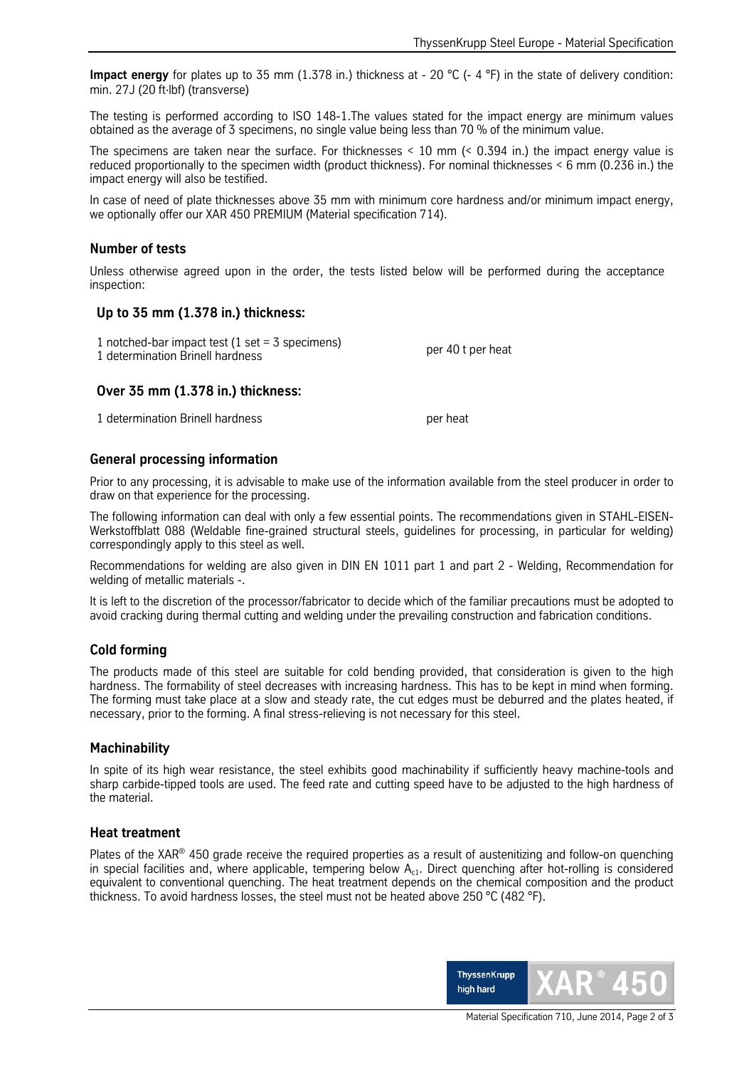**Impact energy** for plates up to 35 mm (1.378 in.) thickness at - 20 °C (- 4 °F) in the state of delivery condition: min. 27J (20 ft·lbf) (transverse)

The testing is performed according to ISO 148-1.The values stated for the impact energy are minimum values obtained as the average of 3 specimens, no single value being less than 70 % of the minimum value.

The specimens are taken near the surface. For thicknesses < 10 mm (< 0.394 in.) the impact energy value is reduced proportionally to the specimen width (product thickness). For nominal thicknesses < 6 mm (0.236 in.) the impact energy will also be testified.

In case of need of plate thicknesses above 35 mm with minimum core hardness and/or minimum impact energy, we optionally offer our XAR 450 PREMIUM (Material specification 714).

## Number of tests

Unless otherwise agreed upon in the order, the tests listed below will be performed during the acceptance inspection:

### Up to 35 mm (1.378 in.) thickness:

| | |
|---|---|
| 1 notched-bar impact test (1 set = 3 specimens)<br>1 determination Brinell hardness | per 40 t per heat |

### Over 35 mm (1.378 in.) thickness:

| | |
|---|---|
| 1 determination Brinell hardness | per heat |

## General processing information

Prior to any processing, it is advisable to make use of the information available from the steel producer in order to draw on that experience for the processing.

The following information can deal with only a few essential points. The recommendations given in STAHL-EISEN-Werkstoffblatt 088 (Weldable fine-grained structural steels, guidelines for processing, in particular for welding) correspondingly apply to this steel as well.

Recommendations for welding are also given in DIN EN 1011 part 1 and part 2 - Welding, Recommendation for welding of metallic materials -.

It is left to the discretion of the processor/fabricator to decide which of the familiar precautions must be adopted to avoid cracking during thermal cutting and welding under the prevailing construction and fabrication conditions.

## Cold forming

The products made of this steel are suitable for cold bending provided, that consideration is given to the high hardness. The formability of steel decreases with increasing hardness. This has to be kept in mind when forming. The forming must take place at a slow and steady rate, the cut edges must be deburred and the plates heated, if necessary, prior to the forming. A final stress-relieving is not necessary for this steel.

## Machinability

In spite of its high wear resistance, the steel exhibits good machinability if sufficiently heavy machine-tools and sharp carbide-tipped tools are used. The feed rate and cutting speed have to be adjusted to the high hardness of the material.

## Heat treatment

Plates of the XAR® 450 grade receive the required properties as a result of austenitizing and follow-on quenching in special facilities and, where applicable, tempering below $A_{c1}$. Direct quenching after hot-rolling is considered equivalent to conventional quenching. The heat treatment depends on the chemical composition and the product thickness. To avoid hardness losses, the steel must not be heated above 250 °C (482 °F).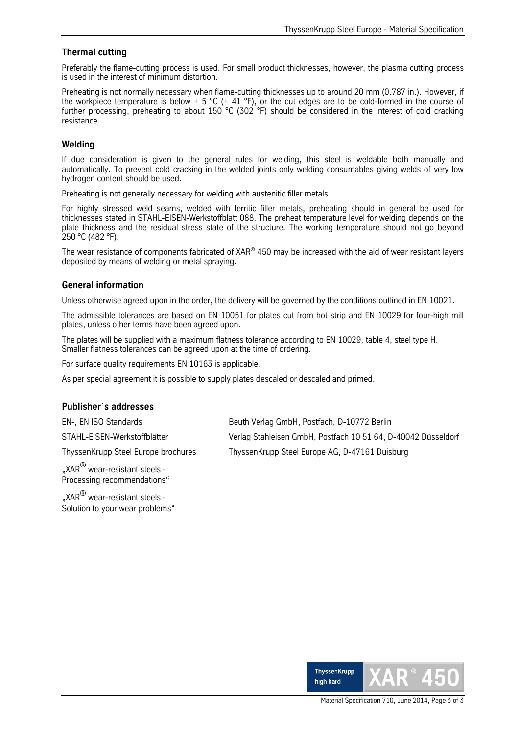## Thermal cutting

Preferably the flame-cutting process is used. For small product thicknesses, however, the plasma cutting process is used in the interest of minimum distortion.

Preheating is not normally necessary when flame-cutting thicknesses up to around 20 mm (0.787 in.). However, if the workpiece temperature is below + 5 °C (+ 41 °F), or the cut edges are to be cold-formed in the course of further processing, preheating to about 150 °C (302 °F) should be considered in the interest of cold cracking resistance.

## Welding

If due consideration is given to the general rules for welding, this steel is weldable both manually and automatically. To prevent cold cracking in the welded joints only welding consumables giving welds of very low hydrogen content should be used.

Preheating is not generally necessary for welding with austenitic filler metals.

For highly stressed weld seams, welded with ferritic filler metals, preheating should in general be used for thicknesses stated in STAHL-EISEN-Werkstoffblatt 088. The preheat temperature level for welding depends on the plate thickness and the residual stress state of the structure. The working temperature should not go beyond 250 °C (482 °F).

The wear resistance of components fabricated of XAR® 450 may be increased with the aid of wear resistant layers deposited by means of welding or metal spraying.

## General information

Unless otherwise agreed upon in the order, the delivery will be governed by the conditions outlined in EN 10021.

The admissible tolerances are based on EN 10051 for plates cut from hot strip and EN 10029 for four-high mill plates, unless other terms have been agreed upon.

The plates will be supplied with a maximum flatness tolerance according to EN 10029, table 4, steel type H. Smaller flatness tolerances can be agreed upon at the time of ordering.

For surface quality requirements EN 10163 is applicable.

As per special agreement it is possible to supply plates descaled or descaled and primed.

## Publisher`s addresses

| | |
|---|---|
| EN-, EN ISO Standards | Beuth Verlag GmbH, Postfach, D-10772 Berlin |
| STAHL-EISEN-Werkstoffblätter | Verlag Stahleisen GmbH, Postfach 10 51 64, D-40042 Düsseldorf |
| ThyssenKrupp Steel Europe brochures | ThyssenKrupp Steel Europe AG, D-47161 Duisburg |
| „XAR® wear-resistant steels - Processing recommendations“ | |
| „XAR® wear-resistant steels - Solution to your wear problems“ | |